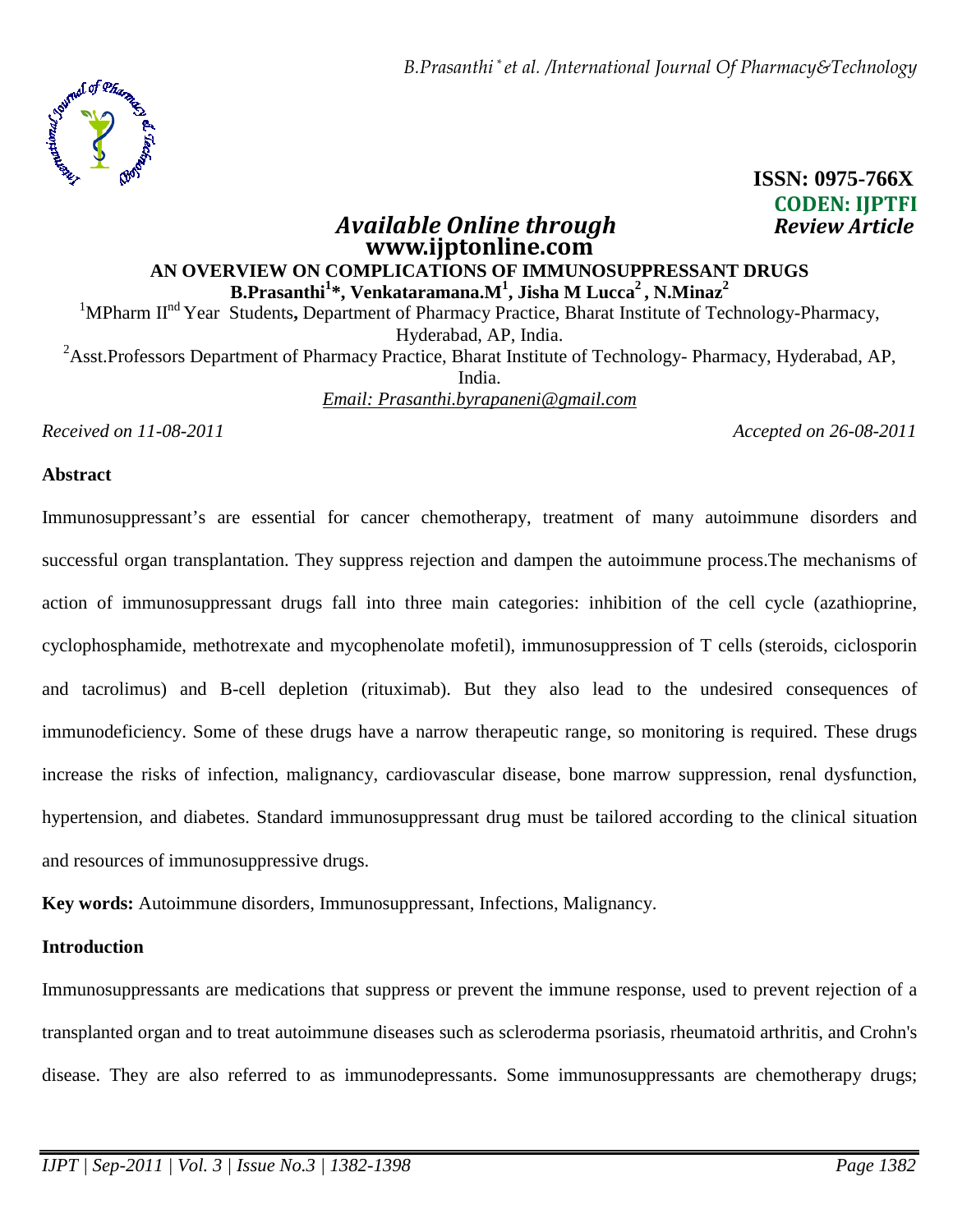ISSN: 0975-766X
CODEN: IJPTFI

*Available Online through*
**www.ijptonline.com**

*Review Article*

# AN OVERVIEW ON COMPLICATIONS OF IMMUNOSUPPRESSANT DRUGS

**B.Prasanthi[1]*, Venkataramana.M[1], Jisha M Lucca[2], N.Minaz[2]**

[1]MPharm II[nd] Year Students, Department of Pharmacy Practice, Bharat Institute of Technology-Pharmacy, Hyderabad, AP, India.

[2]Asst.Professors Department of Pharmacy Practice, Bharat Institute of Technology- Pharmacy, Hyderabad, AP, India.

*Email: Prasanthi.byrapaneni@gmail.com*

*Received on 11-08-2011* *Accepted on 26-08-2011*

## Abstract

Immunosuppressant's are essential for cancer chemotherapy, treatment of many autoimmune disorders and successful organ transplantation. They suppress rejection and dampen the autoimmune process.The mechanisms of action of immunosuppressant drugs fall into three main categories: inhibition of the cell cycle (azathioprine, cyclophosphamide, methotrexate and mycophenolate mofetil), immunosuppression of T cells (steroids, ciclosporin and tacrolimus) and B-cell depletion (rituximab). But they also lead to the undesired consequences of immunodeficiency. Some of these drugs have a narrow therapeutic range, so monitoring is required. These drugs increase the risks of infection, malignancy, cardiovascular disease, bone marrow suppression, renal dysfunction, hypertension, and diabetes. Standard immunosuppressant drug must be tailored according to the clinical situation and resources of immunosuppressive drugs.

**Key words:** Autoimmune disorders, Immunosuppressant, Infections, Malignancy.

## Introduction

Immunosuppressants are medications that suppress or prevent the immune response, used to prevent rejection of a transplanted organ and to treat autoimmune diseases such as scleroderma psoriasis, rheumatoid arthritis, and Crohn's disease. They are also referred to as immunodepressants. Some immunosuppressants are chemotherapy drugs;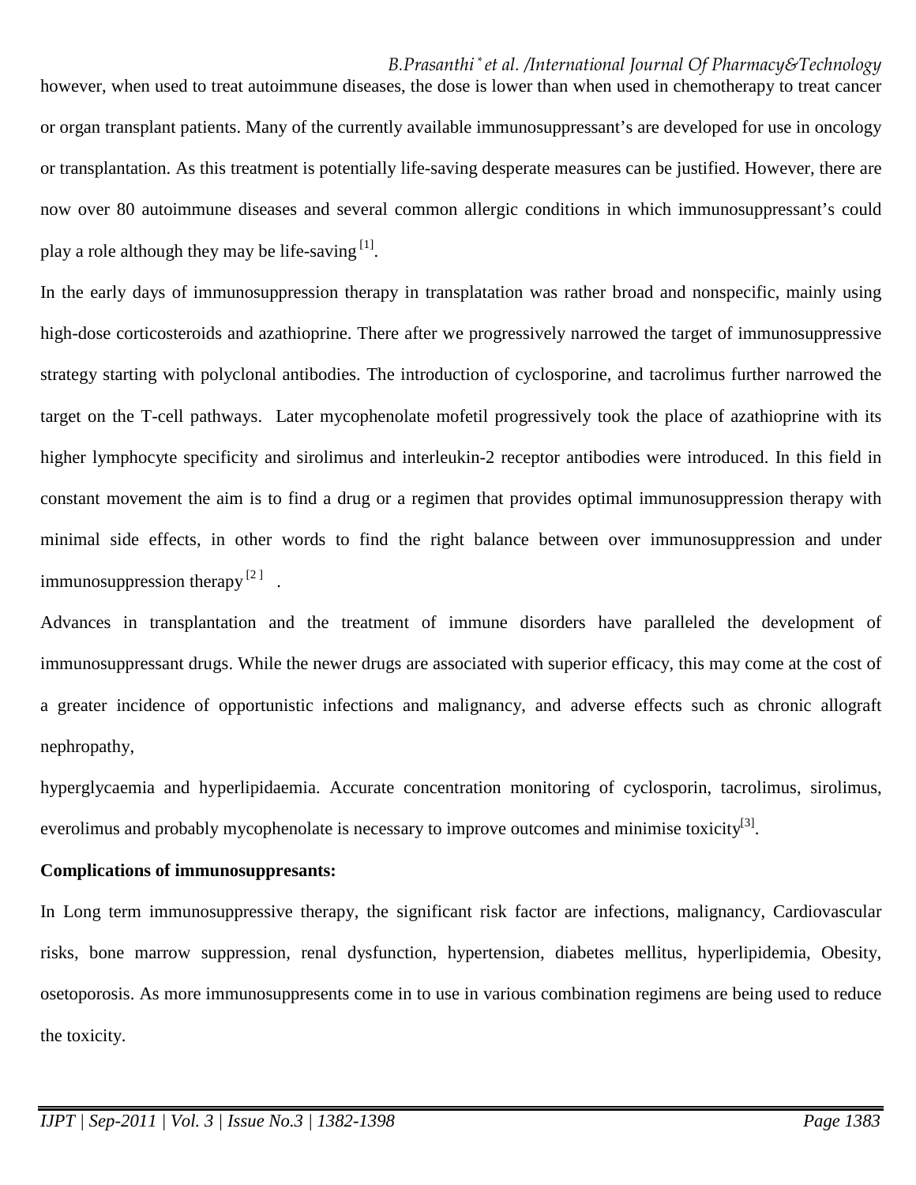however, when used to treat autoimmune diseases, the dose is lower than when used in chemotherapy to treat cancer or organ transplant patients. Many of the currently available immunosuppressant's are developed for use in oncology or transplantation. As this treatment is potentially life-saving desperate measures can be justified. However, there are now over 80 autoimmune diseases and several common allergic conditions in which immunosuppressant's could play a role although they may be life-saving [1].

In the early days of immunosuppression therapy in transplatation was rather broad and nonspecific, mainly using high-dose corticosteroids and azathioprine. There after we progressively narrowed the target of immunosuppressive strategy starting with polyclonal antibodies. The introduction of cyclosporine, and tacrolimus further narrowed the target on the T-cell pathways. Later mycophenolate mofetil progressively took the place of azathioprine with its higher lymphocyte specificity and sirolimus and interleukin-2 receptor antibodies were introduced. In this field in constant movement the aim is to find a drug or a regimen that provides optimal immunosuppression therapy with minimal side effects, in other words to find the right balance between over immunosuppression and under immunosuppression therapy [2].

Advances in transplantation and the treatment of immune disorders have paralleled the development of immunosuppressant drugs. While the newer drugs are associated with superior efficacy, this may come at the cost of a greater incidence of opportunistic infections and malignancy, and adverse effects such as chronic allograft nephropathy,

hyperglycaemia and hyperlipidaemia. Accurate concentration monitoring of cyclosporin, tacrolimus, sirolimus, everolimus and probably mycophenolate is necessary to improve outcomes and minimise toxicity[3].

**Complications of immunosuppresants:**

In Long term immunosuppressive therapy, the significant risk factor are infections, malignancy, Cardiovascular risks, bone marrow suppression, renal dysfunction, hypertension, diabetes mellitus, hyperlipidemia, Obesity, osetoporosis. As more immunosuppresents come in to use in various combination regimens are being used to reduce the toxicity.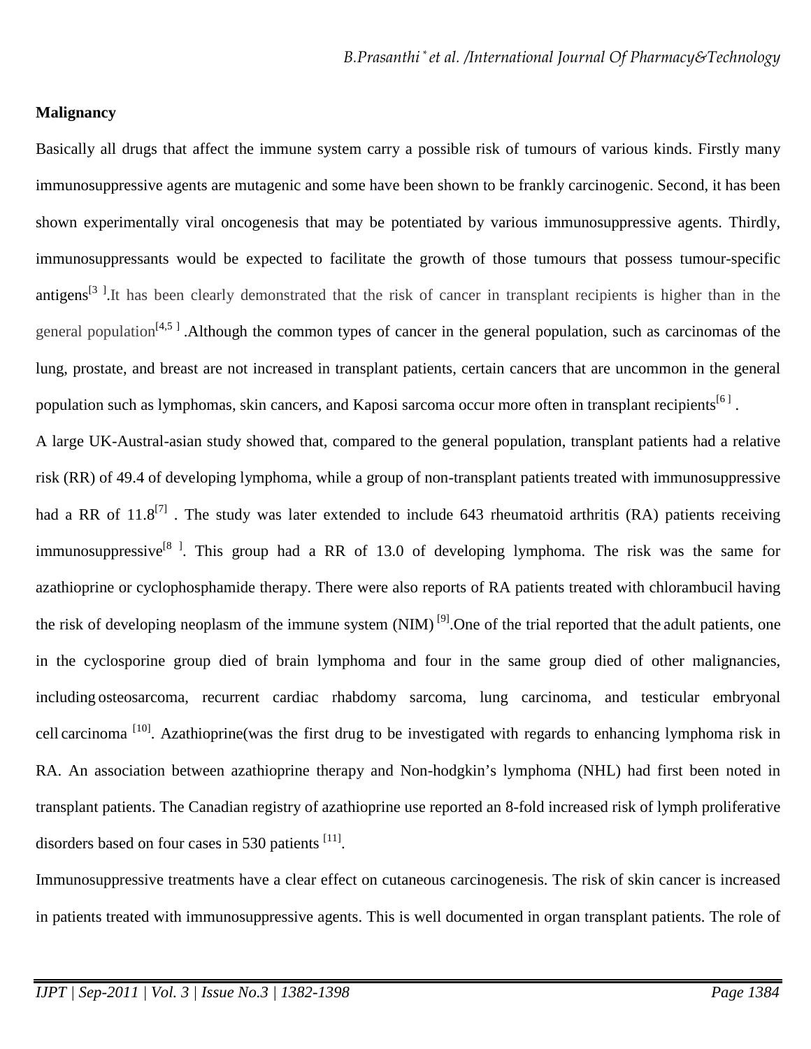**Malignancy**

Basically all drugs that affect the immune system carry a possible risk of tumours of various kinds. Firstly many immunosuppressive agents are mutagenic and some have been shown to be frankly carcinogenic. Second, it has been shown experimentally viral oncogenesis that may be potentiated by various immunosuppressive agents. Thirdly, immunosuppressants would be expected to facilitate the growth of those tumours that possess tumour-specific antigens[3].It has been clearly demonstrated that the risk of cancer in transplant recipients is higher than in the general population[4,5] .Although the common types of cancer in the general population, such as carcinomas of the lung, prostate, and breast are not increased in transplant patients, certain cancers that are uncommon in the general population such as lymphomas, skin cancers, and Kaposi sarcoma occur more often in transplant recipients[6] .

A large UK-Austral-asian study showed that, compared to the general population, transplant patients had a relative risk (RR) of 49.4 of developing lymphoma, while a group of non-transplant patients treated with immunosuppressive had a RR of 11.8[7] . The study was later extended to include 643 rheumatoid arthritis (RA) patients receiving immunosuppressive[8]. This group had a RR of 13.0 of developing lymphoma. The risk was the same for azathioprine or cyclophosphamide therapy. There were also reports of RA patients treated with chlorambucil having the risk of developing neoplasm of the immune system (NIM) [9].One of the trial reported that the adult patients, one in the cyclosporine group died of brain lymphoma and four in the same group died of other malignancies, including osteosarcoma, recurrent cardiac rhabdomy sarcoma, lung carcinoma, and testicular embryonal cell carcinoma [10]. Azathioprine(was the first drug to be investigated with regards to enhancing lymphoma risk in RA. An association between azathioprine therapy and Non-hodgkin's lymphoma (NHL) had first been noted in transplant patients. The Canadian registry of azathioprine use reported an 8-fold increased risk of lymph proliferative disorders based on four cases in 530 patients [11].

Immunosuppressive treatments have a clear effect on cutaneous carcinogenesis. The risk of skin cancer is increased in patients treated with immunosuppressive agents. This is well documented in organ transplant patients. The role of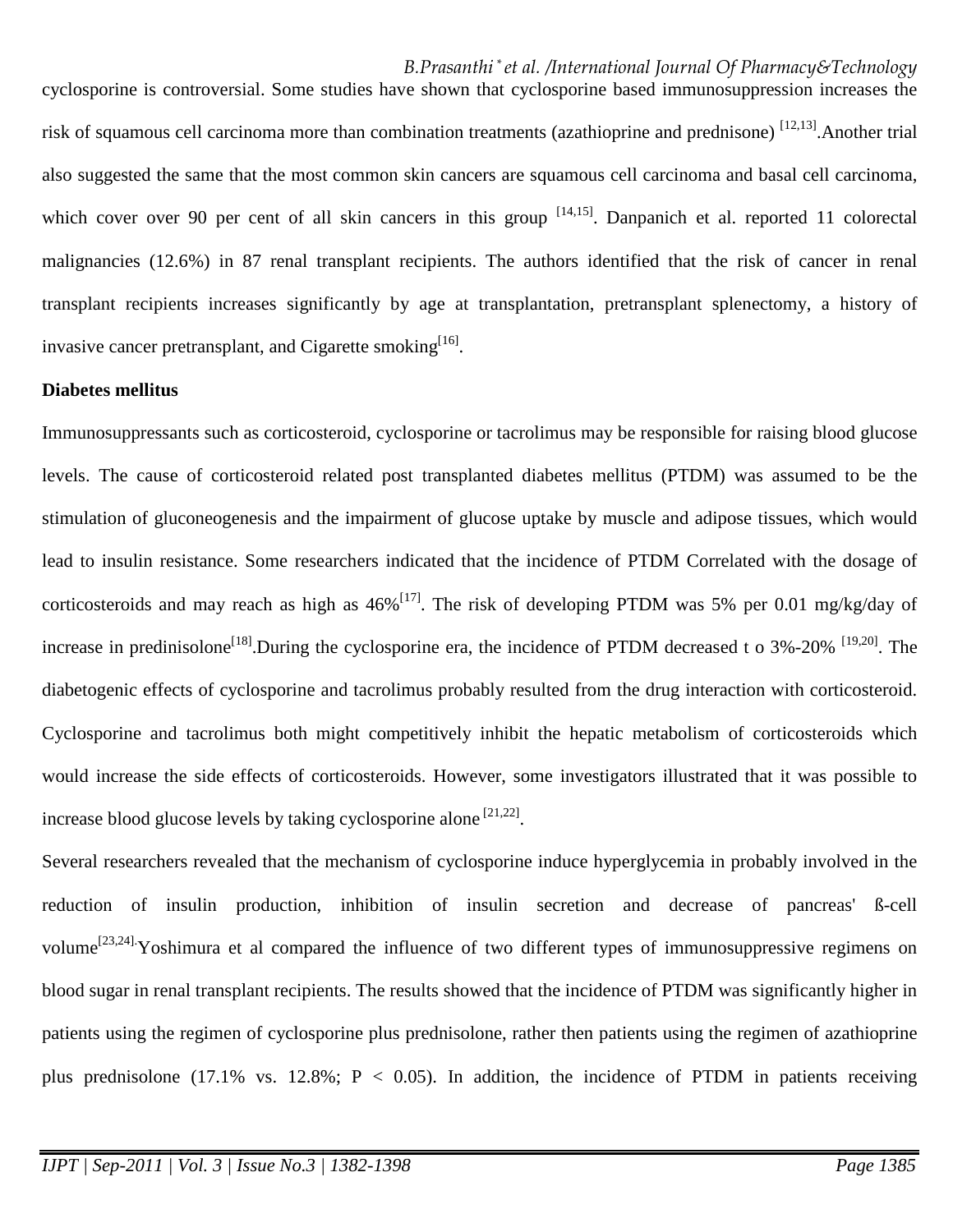cyclosporine is controversial. Some studies have shown that cyclosporine based immunosuppression increases the risk of squamous cell carcinoma more than combination treatments (azathioprine and prednisone) [12,13].Another trial also suggested the same that the most common skin cancers are squamous cell carcinoma and basal cell carcinoma, which cover over 90 per cent of all skin cancers in this group [14,15]. Danpanich et al. reported 11 colorectal malignancies (12.6%) in 87 renal transplant recipients. The authors identified that the risk of cancer in renal transplant recipients increases significantly by age at transplantation, pretransplant splenectomy, a history of invasive cancer pretransplant, and Cigarette smoking[16].

**Diabetes mellitus**

Immunosuppressants such as corticosteroid, cyclosporine or tacrolimus may be responsible for raising blood glucose levels. The cause of corticosteroid related post transplanted diabetes mellitus (PTDM) was assumed to be the stimulation of gluconeogenesis and the impairment of glucose uptake by muscle and adipose tissues, which would lead to insulin resistance. Some researchers indicated that the incidence of PTDM Correlated with the dosage of corticosteroids and may reach as high as 46%[17]. The risk of developing PTDM was 5% per 0.01 mg/kg/day of increase in predinisolone[18].During the cyclosporine era, the incidence of PTDM decreased t o 3%-20% [19,20]. The diabetogenic effects of cyclosporine and tacrolimus probably resulted from the drug interaction with corticosteroid. Cyclosporine and tacrolimus both might competitively inhibit the hepatic metabolism of corticosteroids which would increase the side effects of corticosteroids. However, some investigators illustrated that it was possible to increase blood glucose levels by taking cyclosporine alone [21,22].

Several researchers revealed that the mechanism of cyclosporine induce hyperglycemia in probably involved in the reduction of insulin production, inhibition of insulin secretion and decrease of pancreas' ß-cell volume[23,24].Yoshimura et al compared the influence of two different types of immunosuppressive regimens on blood sugar in renal transplant recipients. The results showed that the incidence of PTDM was significantly higher in patients using the regimen of cyclosporine plus prednisolone, rather then patients using the regimen of azathioprine plus prednisolone (17.1% vs. 12.8%; $P < 0.05$). In addition, the incidence of PTDM in patients receiving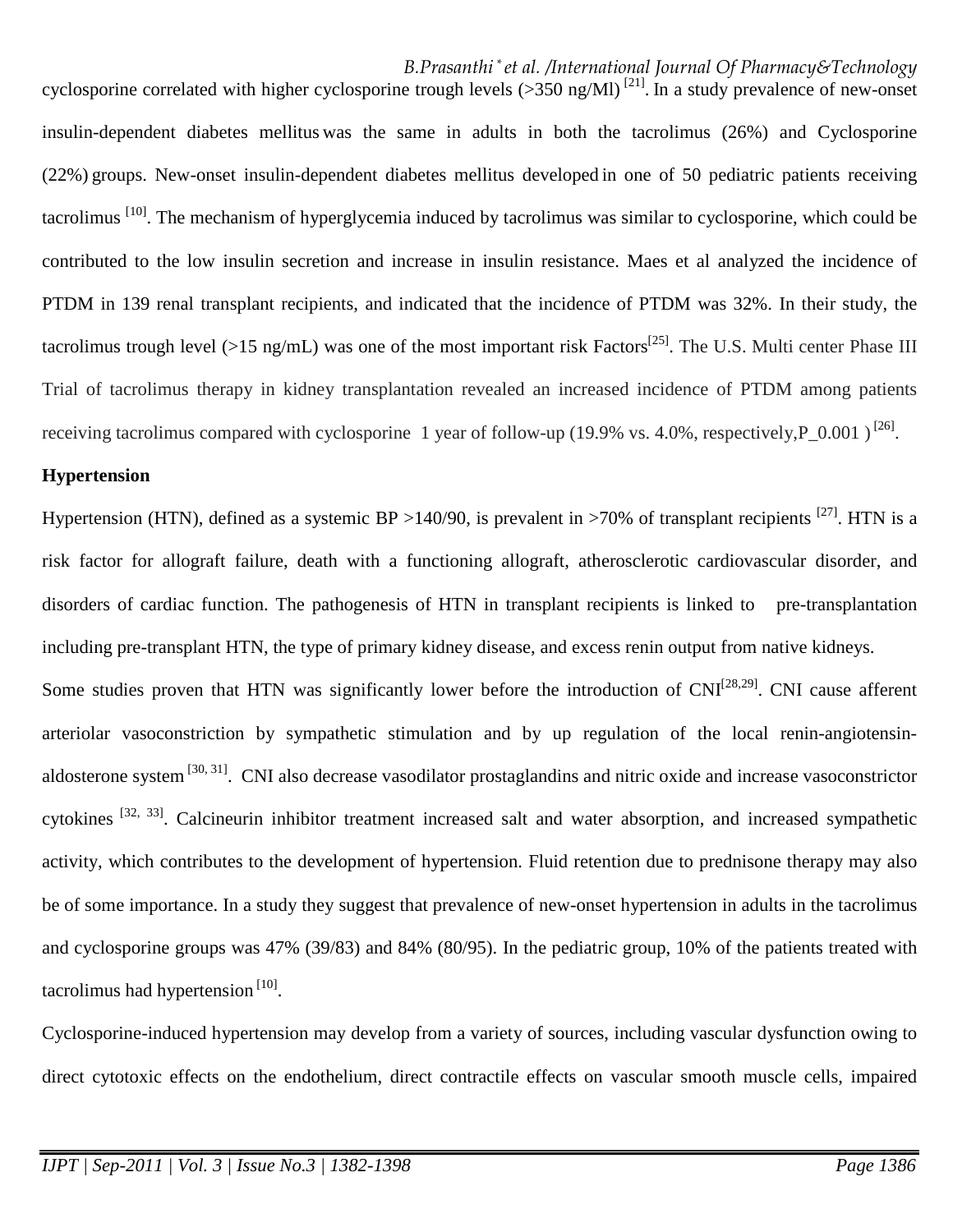cyclosporine correlated with higher cyclosporine trough levels (>350 ng/Ml) [21]. In a study prevalence of new-onset insulin-dependent diabetes mellitus was the same in adults in both the tacrolimus (26%) and Cyclosporine (22%) groups. New-onset insulin-dependent diabetes mellitus developed in one of 50 pediatric patients receiving tacrolimus [10]. The mechanism of hyperglycemia induced by tacrolimus was similar to cyclosporine, which could be contributed to the low insulin secretion and increase in insulin resistance. Maes et al analyzed the incidence of PTDM in 139 renal transplant recipients, and indicated that the incidence of PTDM was 32%. In their study, the tacrolimus trough level (>15 ng/mL) was one of the most important risk Factors[25]. The U.S. Multi center Phase III Trial of tacrolimus therapy in kidney transplantation revealed an increased incidence of PTDM among patients receiving tacrolimus compared with cyclosporine 1 year of follow-up (19.9% vs. 4.0%, respectively,P_0.001 ) [26].

**Hypertension**

Hypertension (HTN), defined as a systemic BP >140/90, is prevalent in >70% of transplant recipients [27]. HTN is a risk factor for allograft failure, death with a functioning allograft, atherosclerotic cardiovascular disorder, and disorders of cardiac function. The pathogenesis of HTN in transplant recipients is linked to pre-transplantation including pre-transplant HTN, the type of primary kidney disease, and excess renin output from native kidneys.

Some studies proven that HTN was significantly lower before the introduction of CNI[28,29]. CNI cause afferent arteriolar vasoconstriction by sympathetic stimulation and by up regulation of the local renin-angiotensin-aldosterone system [30, 31]. CNI also decrease vasodilator prostaglandins and nitric oxide and increase vasoconstrictor cytokines [32, 33]. Calcineurin inhibitor treatment increased salt and water absorption, and increased sympathetic activity, which contributes to the development of hypertension. Fluid retention due to prednisone therapy may also be of some importance. In a study they suggest that prevalence of new-onset hypertension in adults in the tacrolimus and cyclosporine groups was 47% (39/83) and 84% (80/95). In the pediatric group, 10% of the patients treated with tacrolimus had hypertension [10].

Cyclosporine-induced hypertension may develop from a variety of sources, including vascular dysfunction owing to direct cytotoxic effects on the endothelium, direct contractile effects on vascular smooth muscle cells, impaired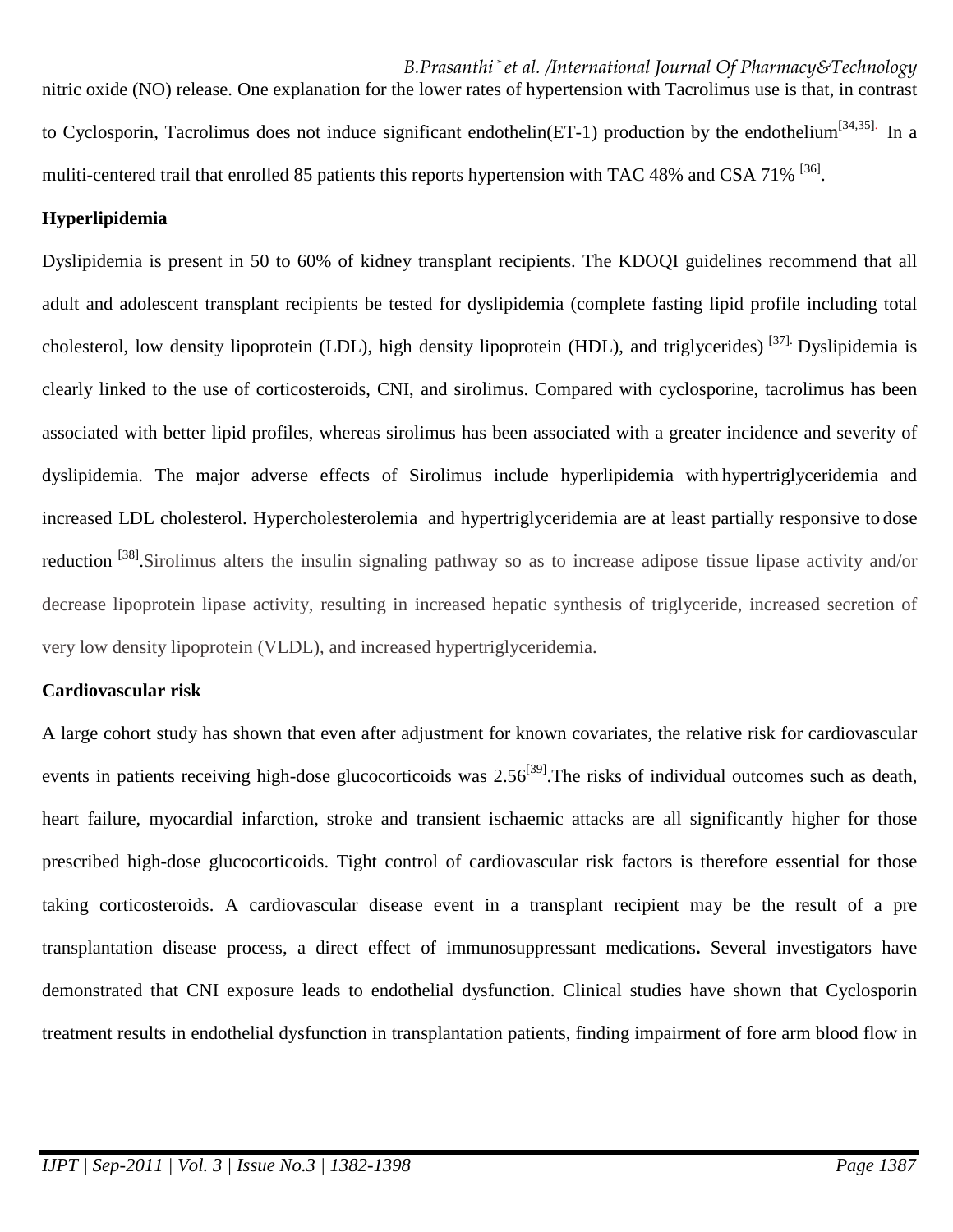nitric oxide (NO) release. One explanation for the lower rates of hypertension with Tacrolimus use is that, in contrast to Cyclosporin, Tacrolimus does not induce significant endothelin(ET-1) production by the endothelium[34,35]. In a muliti-centered trail that enrolled 85 patients this reports hypertension with TAC 48% and CSA 71% [36].

**Hyperlipidemia**

Dyslipidemia is present in 50 to 60% of kidney transplant recipients. The KDOQI guidelines recommend that all adult and adolescent transplant recipients be tested for dyslipidemia (complete fasting lipid profile including total cholesterol, low density lipoprotein (LDL), high density lipoprotein (HDL), and triglycerides) [37]. Dyslipidemia is clearly linked to the use of corticosteroids, CNI, and sirolimus. Compared with cyclosporine, tacrolimus has been associated with better lipid profiles, whereas sirolimus has been associated with a greater incidence and severity of dyslipidemia. The major adverse effects of Sirolimus include hyperlipidemia with hypertriglyceridemia and increased LDL cholesterol. Hypercholesterolemia and hypertriglyceridemia are at least partially responsive to dose reduction [38].Sirolimus alters the insulin signaling pathway so as to increase adipose tissue lipase activity and/or decrease lipoprotein lipase activity, resulting in increased hepatic synthesis of triglyceride, increased secretion of very low density lipoprotein (VLDL), and increased hypertriglyceridemia.

**Cardiovascular risk**

A large cohort study has shown that even after adjustment for known covariates, the relative risk for cardiovascular events in patients receiving high-dose glucocorticoids was 2.56[39].The risks of individual outcomes such as death, heart failure, myocardial infarction, stroke and transient ischaemic attacks are all significantly higher for those prescribed high-dose glucocorticoids. Tight control of cardiovascular risk factors is therefore essential for those taking corticosteroids. A cardiovascular disease event in a transplant recipient may be the result of a pre transplantation disease process, a direct effect of immunosuppressant medications**.** Several investigators have demonstrated that CNI exposure leads to endothelial dysfunction. Clinical studies have shown that Cyclosporin treatment results in endothelial dysfunction in transplantation patients, finding impairment of fore arm blood flow in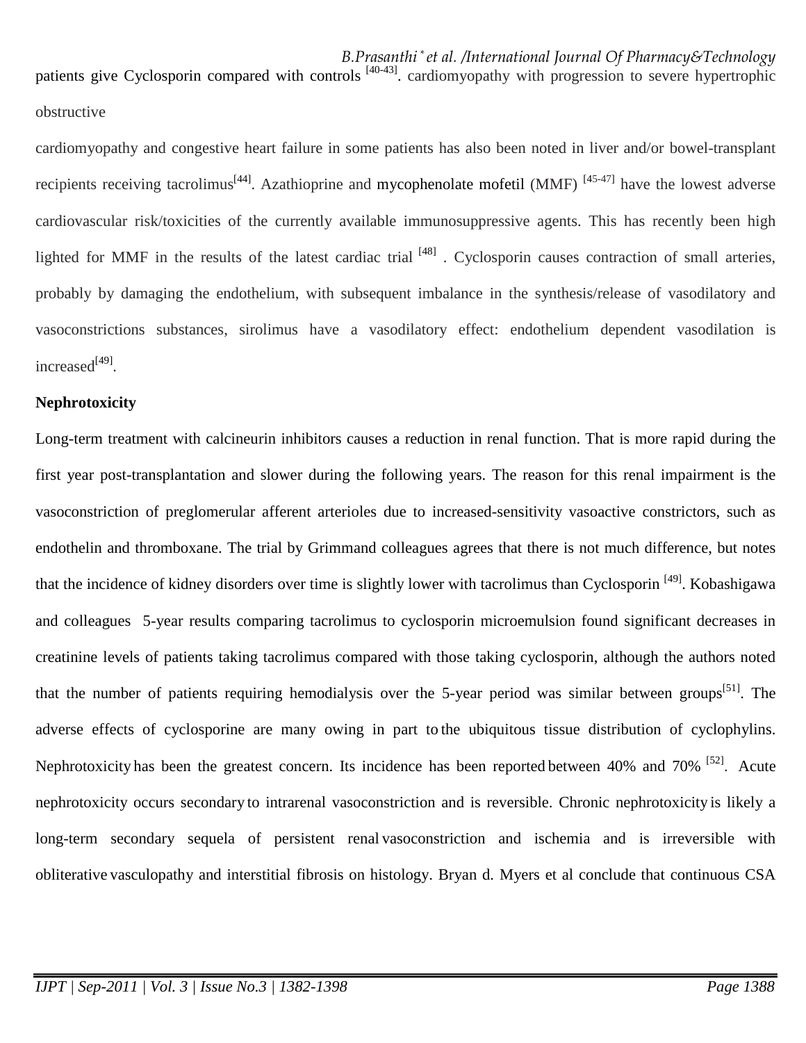patients give Cyclosporin compared with controls [40-43]. cardiomyopathy with progression to severe hypertrophic obstructive

cardiomyopathy and congestive heart failure in some patients has also been noted in liver and/or bowel-transplant recipients receiving tacrolimus[44]. Azathioprine and mycophenolate mofetil (MMF) [45-47] have the lowest adverse cardiovascular risk/toxicities of the currently available immunosuppressive agents. This has recently been high lighted for MMF in the results of the latest cardiac trial [48] . Cyclosporin causes contraction of small arteries, probably by damaging the endothelium, with subsequent imbalance in the synthesis/release of vasodilatory and vasoconstrictions substances, sirolimus have a vasodilatory effect: endothelium dependent vasodilation is increased[49].

**Nephrotoxicity**

Long-term treatment with calcineurin inhibitors causes a reduction in renal function. That is more rapid during the first year post-transplantation and slower during the following years. The reason for this renal impairment is the vasoconstriction of preglomerular afferent arterioles due to increased-sensitivity vasoactive constrictors, such as endothelin and thromboxane. The trial by Grimmand colleagues agrees that there is not much difference, but notes that the incidence of kidney disorders over time is slightly lower with tacrolimus than Cyclosporin [49]. Kobashigawa and colleagues 5-year results comparing tacrolimus to cyclosporin microemulsion found significant decreases in creatinine levels of patients taking tacrolimus compared with those taking cyclosporin, although the authors noted that the number of patients requiring hemodialysis over the 5-year period was similar between groups[51]. The adverse effects of cyclosporine are many owing in part to the ubiquitous tissue distribution of cyclophylins. Nephrotoxicity has been the greatest concern. Its incidence has been reported between 40% and 70% [52]. Acute nephrotoxicity occurs secondary to intrarenal vasoconstriction and is reversible. Chronic nephrotoxicity is likely a long-term secondary sequela of persistent renal vasoconstriction and ischemia and is irreversible with obliterative vasculopathy and interstitial fibrosis on histology. Bryan d. Myers et al conclude that continuous CSA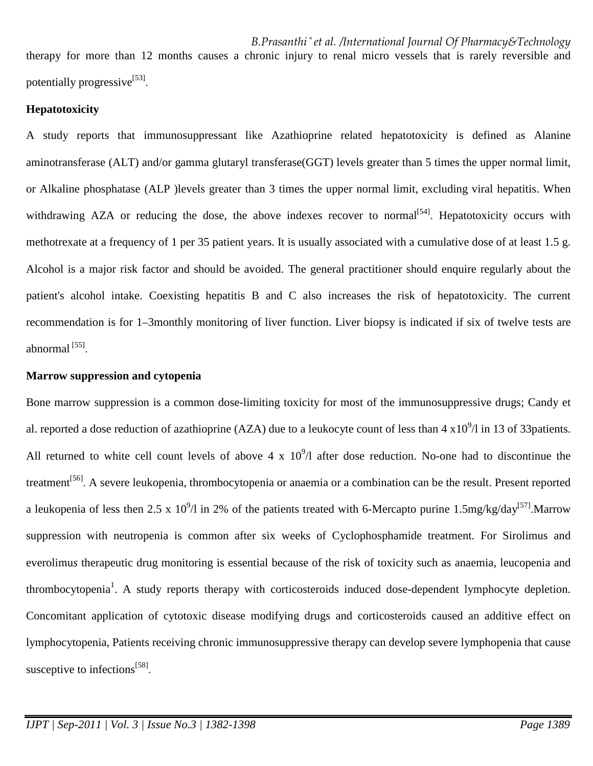therapy for more than 12 months causes a chronic injury to renal micro vessels that is rarely reversible and potentially progressive[53].

**Hepatotoxicity**

A study reports that immunosuppressant like Azathioprine related hepatotoxicity is defined as Alanine aminotransferase (ALT) and/or gamma glutaryl transferase(GGT) levels greater than 5 times the upper normal limit, or Alkaline phosphatase (ALP )levels greater than 3 times the upper normal limit, excluding viral hepatitis. When withdrawing AZA or reducing the dose, the above indexes recover to normal[54]. Hepatotoxicity occurs with methotrexate at a frequency of 1 per 35 patient years. It is usually associated with a cumulative dose of at least 1.5 g. Alcohol is a major risk factor and should be avoided. The general practitioner should enquire regularly about the patient's alcohol intake. Coexisting hepatitis B and C also increases the risk of hepatotoxicity. The current recommendation is for 1–3monthly monitoring of liver function. Liver biopsy is indicated if six of twelve tests are abnormal [55].

**Marrow suppression and cytopenia**

Bone marrow suppression is a common dose-limiting toxicity for most of the immunosuppressive drugs; Candy et al. reported a dose reduction of azathioprine (AZA) due to a leukocyte count of less than $4 \times 10^9$/l in 13 of 33patients. All returned to white cell count levels of above $4 \times 10^9$/l after dose reduction. No-one had to discontinue the treatment[56]. A severe leukopenia, thrombocytopenia or anaemia or a combination can be the result. Present reported a leukopenia of less then $2.5 \times 10^9$/l in 2% of the patients treated with 6-Mercapto purine 1.5mg/kg/day[57].Marrow suppression with neutropenia is common after six weeks of Cyclophosphamide treatment. For Sirolimus and everolimus therapeutic drug monitoring is essential because of the risk of toxicity such as anaemia, leucopenia and thrombocytopenia[1]. A study reports therapy with corticosteroids induced dose-dependent lymphocyte depletion. Concomitant application of cytotoxic disease modifying drugs and corticosteroids caused an additive effect on lymphocytopenia, Patients receiving chronic immunosuppressive therapy can develop severe lymphopenia that cause susceptive to infections[58].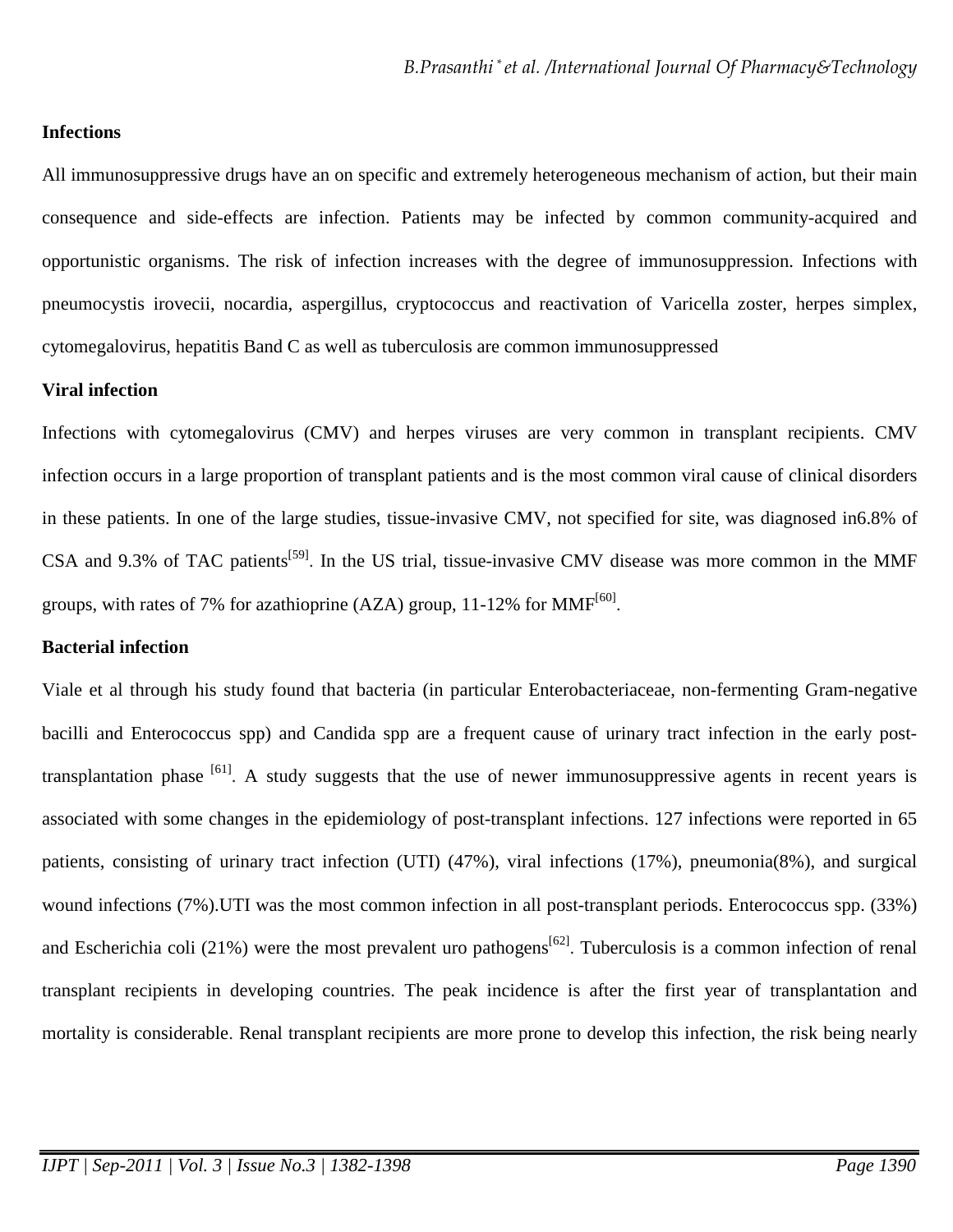**Infections**

All immunosuppressive drugs have an on specific and extremely heterogeneous mechanism of action, but their main consequence and side-effects are infection. Patients may be infected by common community-acquired and opportunistic organisms. The risk of infection increases with the degree of immunosuppression. Infections with pneumocystis irovecii, nocardia, aspergillus, cryptococcus and reactivation of Varicella zoster, herpes simplex, cytomegalovirus, hepatitis Band C as well as tuberculosis are common immunosuppressed

**Viral infection**

Infections with cytomegalovirus (CMV) and herpes viruses are very common in transplant recipients. CMV infection occurs in a large proportion of transplant patients and is the most common viral cause of clinical disorders in these patients. In one of the large studies, tissue-invasive CMV, not specified for site, was diagnosed in6.8% of CSA and 9.3% of TAC patients[59]. In the US trial, tissue-invasive CMV disease was more common in the MMF groups, with rates of 7% for azathioprine (AZA) group, 11-12% for MMF[60].

**Bacterial infection**

Viale et al through his study found that bacteria (in particular Enterobacteriaceae, non-fermenting Gram-negative bacilli and Enterococcus spp) and Candida spp are a frequent cause of urinary tract infection in the early post-transplantation phase [61]. A study suggests that the use of newer immunosuppressive agents in recent years is associated with some changes in the epidemiology of post-transplant infections. 127 infections were reported in 65 patients, consisting of urinary tract infection (UTI) (47%), viral infections (17%), pneumonia(8%), and surgical wound infections (7%).UTI was the most common infection in all post-transplant periods. Enterococcus spp. (33%) and Escherichia coli (21%) were the most prevalent uro pathogens[62]. Tuberculosis is a common infection of renal transplant recipients in developing countries. The peak incidence is after the first year of transplantation and mortality is considerable. Renal transplant recipients are more prone to develop this infection, the risk being nearly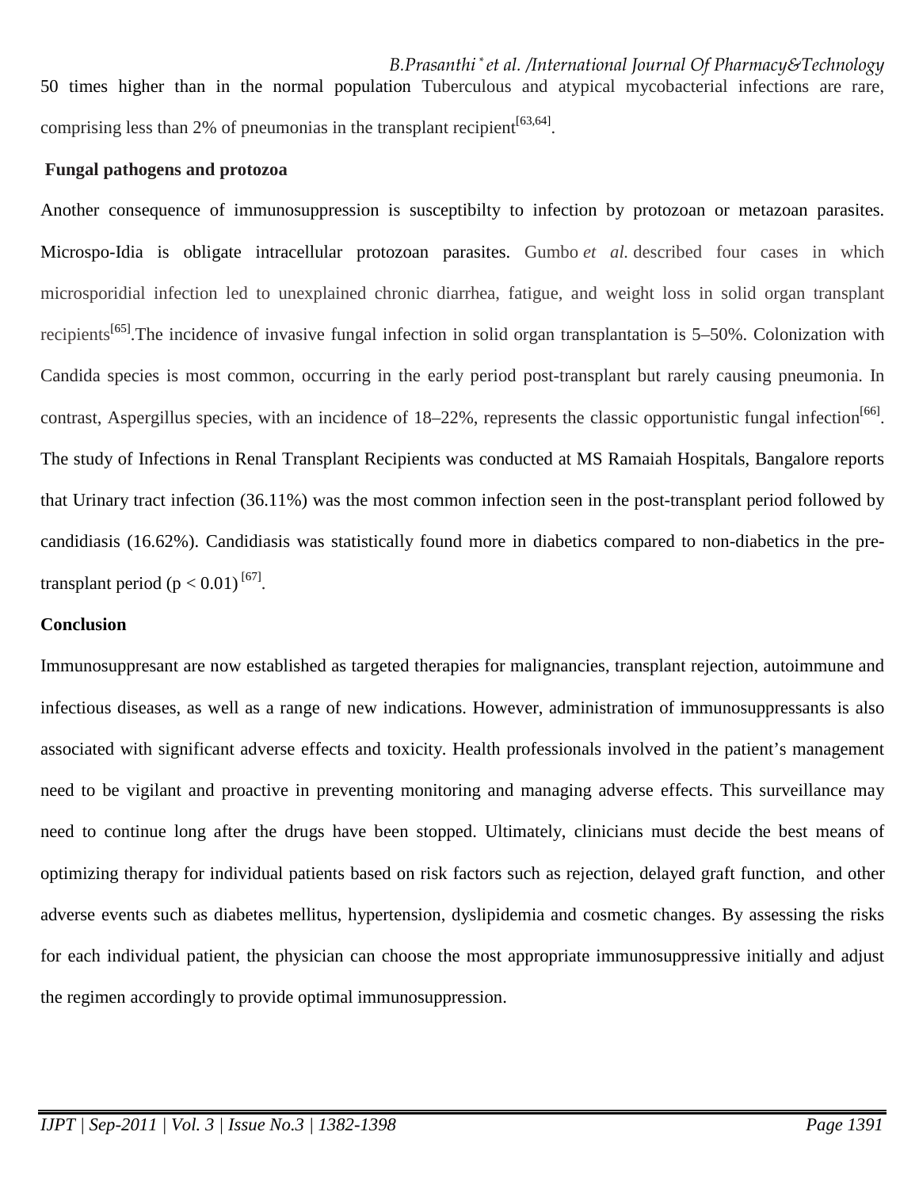50 times higher than in the normal population Tuberculous and atypical mycobacterial infections are rare, comprising less than 2% of pneumonias in the transplant recipient[63,64].

**Fungal pathogens and protozoa**

Another consequence of immunosuppression is susceptibilty to infection by protozoan or metazoan parasites. Microspo-Idia is obligate intracellular protozoan parasites. Gumbo *et al.* described four cases in which microsporidial infection led to unexplained chronic diarrhea, fatigue, and weight loss in solid organ transplant recipients[65].The incidence of invasive fungal infection in solid organ transplantation is 5–50%. Colonization with Candida species is most common, occurring in the early period post-transplant but rarely causing pneumonia. In contrast, Aspergillus species, with an incidence of 18–22%, represents the classic opportunistic fungal infection[66]. The study of Infections in Renal Transplant Recipients was conducted at MS Ramaiah Hospitals, Bangalore reports that Urinary tract infection (36.11%) was the most common infection seen in the post-transplant period followed by candidiasis (16.62%). Candidiasis was statistically found more in diabetics compared to non-diabetics in the pre-transplant period ($p < 0.01$) [67].

**Conclusion**

Immunosuppresant are now established as targeted therapies for malignancies, transplant rejection, autoimmune and infectious diseases, as well as a range of new indications. However, administration of immunosuppressants is also associated with significant adverse effects and toxicity. Health professionals involved in the patient's management need to be vigilant and proactive in preventing monitoring and managing adverse effects. This surveillance may need to continue long after the drugs have been stopped. Ultimately, clinicians must decide the best means of optimizing therapy for individual patients based on risk factors such as rejection, delayed graft function, and other adverse events such as diabetes mellitus, hypertension, dyslipidemia and cosmetic changes. By assessing the risks for each individual patient, the physician can choose the most appropriate immunosuppressive initially and adjust the regimen accordingly to provide optimal immunosuppression.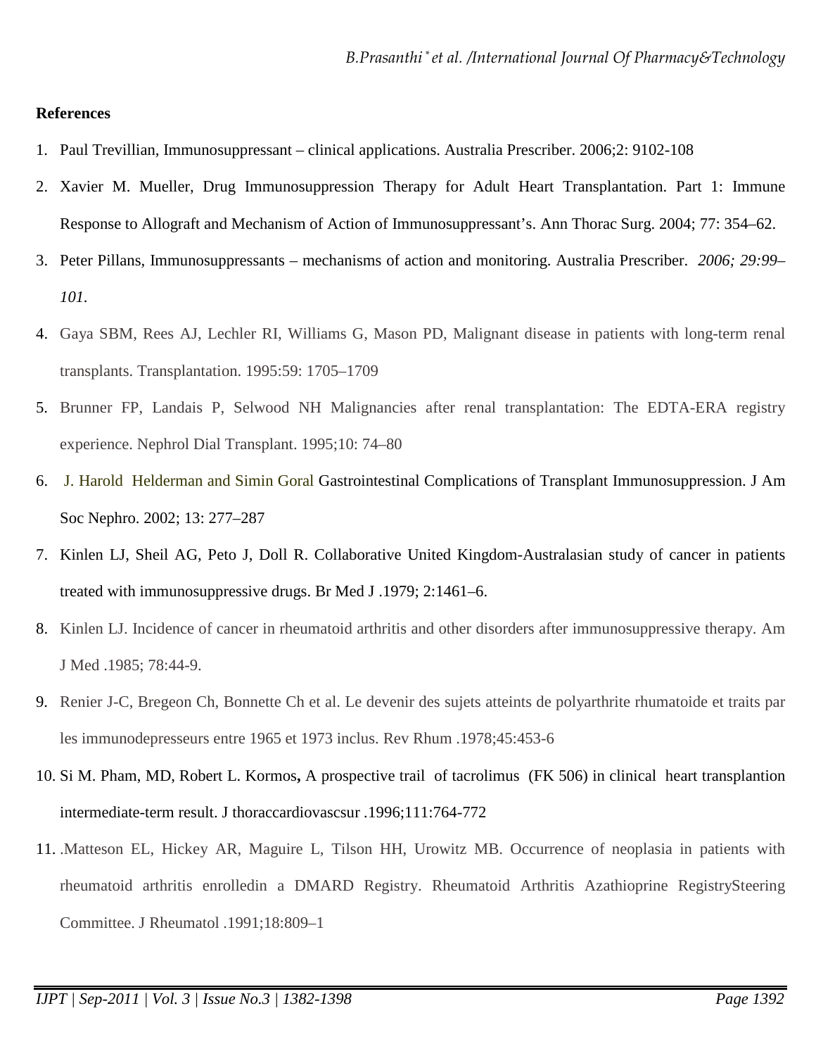**References**

1. Paul Trevillian, Immunosuppressant – clinical applications. Australia Prescriber. 2006;2: 9102-108
2. Xavier M. Mueller, Drug Immunosuppression Therapy for Adult Heart Transplantation. Part 1: Immune Response to Allograft and Mechanism of Action of Immunosuppressant's. Ann Thorac Surg. 2004; 77: 354–62.
3. Peter Pillans, Immunosuppressants – mechanisms of action and monitoring. Australia Prescriber. *2006; 29:99–101.*
4. Gaya SBM, Rees AJ, Lechler RI, Williams G, Mason PD, Malignant disease in patients with long-term renal transplants. Transplantation. 1995:59: 1705–1709
5. Brunner FP, Landais P, Selwood NH Malignancies after renal transplantation: The EDTA-ERA registry experience. Nephrol Dial Transplant. 1995;10: 74–80
6. J. Harold Helderman and Simin Goral Gastrointestinal Complications of Transplant Immunosuppression. J Am Soc Nephro. 2002; 13: 277–287
7. Kinlen LJ, Sheil AG, Peto J, Doll R. Collaborative United Kingdom-Australasian study of cancer in patients treated with immunosuppressive drugs. Br Med J .1979; 2:1461–6.
8. Kinlen LJ. Incidence of cancer in rheumatoid arthritis and other disorders after immunosuppressive therapy. Am J Med .1985; 78:44-9.
9. Renier J-C, Bregeon Ch, Bonnette Ch et al. Le devenir des sujets atteints de polyarthrite rhumatoide et traits par les immunodepresseurs entre 1965 et 1973 inclus. Rev Rhum .1978;45:453-6
10. Si M. Pham, MD, Robert L. Kormos**,** A prospective trail of tacrolimus (FK 506) in clinical heart transplantion intermediate-term result. J thoraccardiovascsur .1996;111:764-772
11. .Matteson EL, Hickey AR, Maguire L, Tilson HH, Urowitz MB. Occurrence of neoplasia in patients with rheumatoid arthritis enrolledin a DMARD Registry. Rheumatoid Arthritis Azathioprine RegistrySteering Committee. J Rheumatol .1991;18:809–1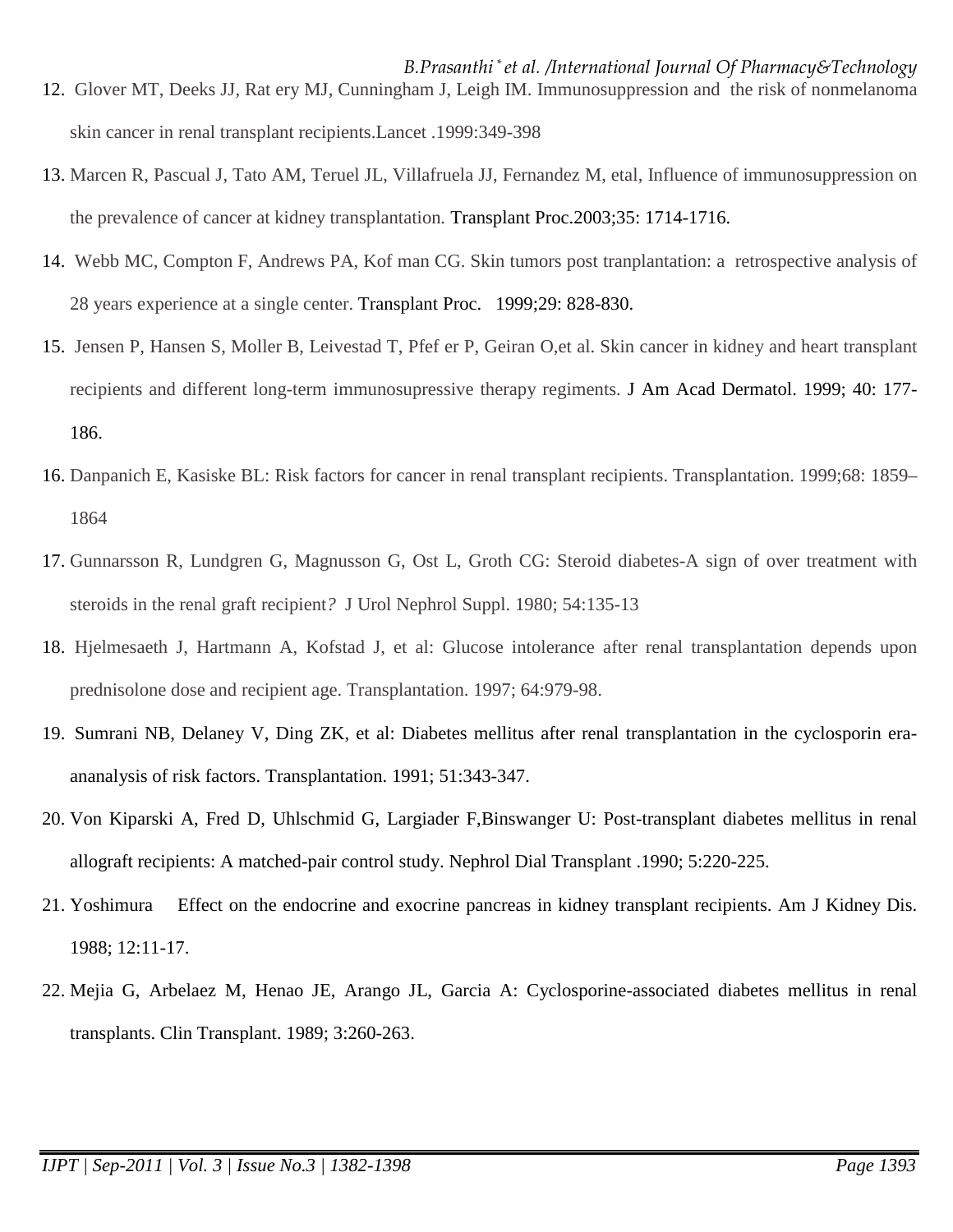12. Glover MT, Deeks JJ, Rat ery MJ, Cunningham J, Leigh IM. Immunosuppression and the risk of nonmelanoma skin cancer in renal transplant recipients.Lancet .1999:349-398
13. Marcen R, Pascual J, Tato AM, Teruel JL, Villafruela JJ, Fernandez M, etal, Influence of immunosuppression on the prevalence of cancer at kidney transplantation. Transplant Proc.2003;35: 1714-1716.
14. Webb MC, Compton F, Andrews PA, Kof man CG. Skin tumors post tranplantation: a retrospective analysis of 28 years experience at a single center. Transplant Proc. 1999;29: 828-830.
15. Jensen P, Hansen S, Moller B, Leivestad T, Pfef er P, Geiran O,et al. Skin cancer in kidney and heart transplant recipients and different long-term immunosupressive therapy regiments. J Am Acad Dermatol. 1999; 40: 177-186.
16. Danpanich E, Kasiske BL: Risk factors for cancer in renal transplant recipients. Transplantation. 1999;68: 1859–1864
17. Gunnarsson R, Lundgren G, Magnusson G, Ost L, Groth CG: Steroid diabetes-A sign of over treatment with steroids in the renal graft recipient*?* J Urol Nephrol Suppl. 1980; 54:135-13
18. Hjelmesaeth J, Hartmann A, Kofstad J, et al: Glucose intolerance after renal transplantation depends upon prednisolone dose and recipient age. Transplantation. 1997; 64:979-98.
19. Sumrani NB, Delaney V, Ding ZK, et al: Diabetes mellitus after renal transplantation in the cyclosporin era-ananalysis of risk factors. Transplantation. 1991; 51:343-347.
20. Von Kiparski A, Fred D, Uhlschmid G, Largiader F,Binswanger U: Post-transplant diabetes mellitus in renal allograft recipients: A matched-pair control study. Nephrol Dial Transplant .1990; 5:220-225.
21. Yoshimura Effect on the endocrine and exocrine pancreas in kidney transplant recipients. Am J Kidney Dis. 1988; 12:11-17.
22. Mejia G, Arbelaez M, Henao JE, Arango JL, Garcia A: Cyclosporine-associated diabetes mellitus in renal transplants. Clin Transplant. 1989; 3:260-263.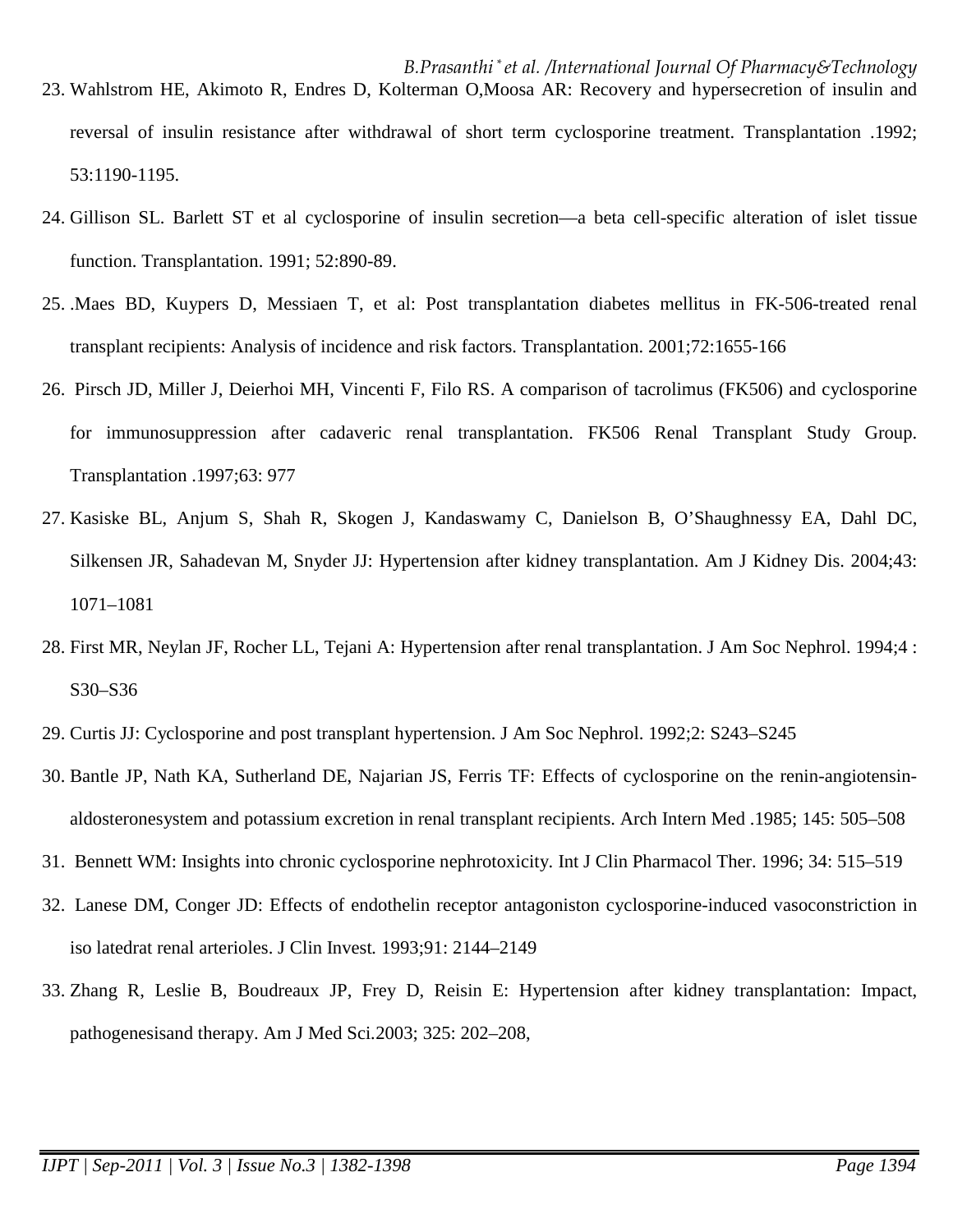23. Wahlstrom HE, Akimoto R, Endres D, Kolterman O,Moosa AR: Recovery and hypersecretion of insulin and reversal of insulin resistance after withdrawal of short term cyclosporine treatment. Transplantation .1992; 53:1190-1195.
24. Gillison SL. Barlett ST et al cyclosporine of insulin secretion—a beta cell-specific alteration of islet tissue function. Transplantation. 1991; 52:890-89.
25. .Maes BD, Kuypers D, Messiaen T, et al: Post transplantation diabetes mellitus in FK-506-treated renal transplant recipients: Analysis of incidence and risk factors. Transplantation. 2001;72:1655-166
26. Pirsch JD, Miller J, Deierhoi MH, Vincenti F, Filo RS. A comparison of tacrolimus (FK506) and cyclosporine for immunosuppression after cadaveric renal transplantation. FK506 Renal Transplant Study Group. Transplantation .1997;63: 977
27. Kasiske BL, Anjum S, Shah R, Skogen J, Kandaswamy C, Danielson B, O'Shaughnessy EA, Dahl DC, Silkensen JR, Sahadevan M, Snyder JJ: Hypertension after kidney transplantation. Am J Kidney Dis. 2004;43: 1071–1081
28. First MR, Neylan JF, Rocher LL, Tejani A: Hypertension after renal transplantation. J Am Soc Nephrol. 1994;4 : S30–S36
29. Curtis JJ: Cyclosporine and post transplant hypertension. J Am Soc Nephrol. 1992;2: S243–S245
30. Bantle JP, Nath KA, Sutherland DE, Najarian JS, Ferris TF: Effects of cyclosporine on the renin-angiotensin-aldosteronesystem and potassium excretion in renal transplant recipients. Arch Intern Med .1985; 145: 505–508
31. Bennett WM: Insights into chronic cyclosporine nephrotoxicity. Int J Clin Pharmacol Ther. 1996; 34: 515–519
32. Lanese DM, Conger JD: Effects of endothelin receptor antagoniston cyclosporine-induced vasoconstriction in iso latedrat renal arterioles. J Clin Invest. 1993;91: 2144–2149
33. Zhang R, Leslie B, Boudreaux JP, Frey D, Reisin E: Hypertension after kidney transplantation: Impact, pathogenesisand therapy. Am J Med Sci.2003; 325: 202–208,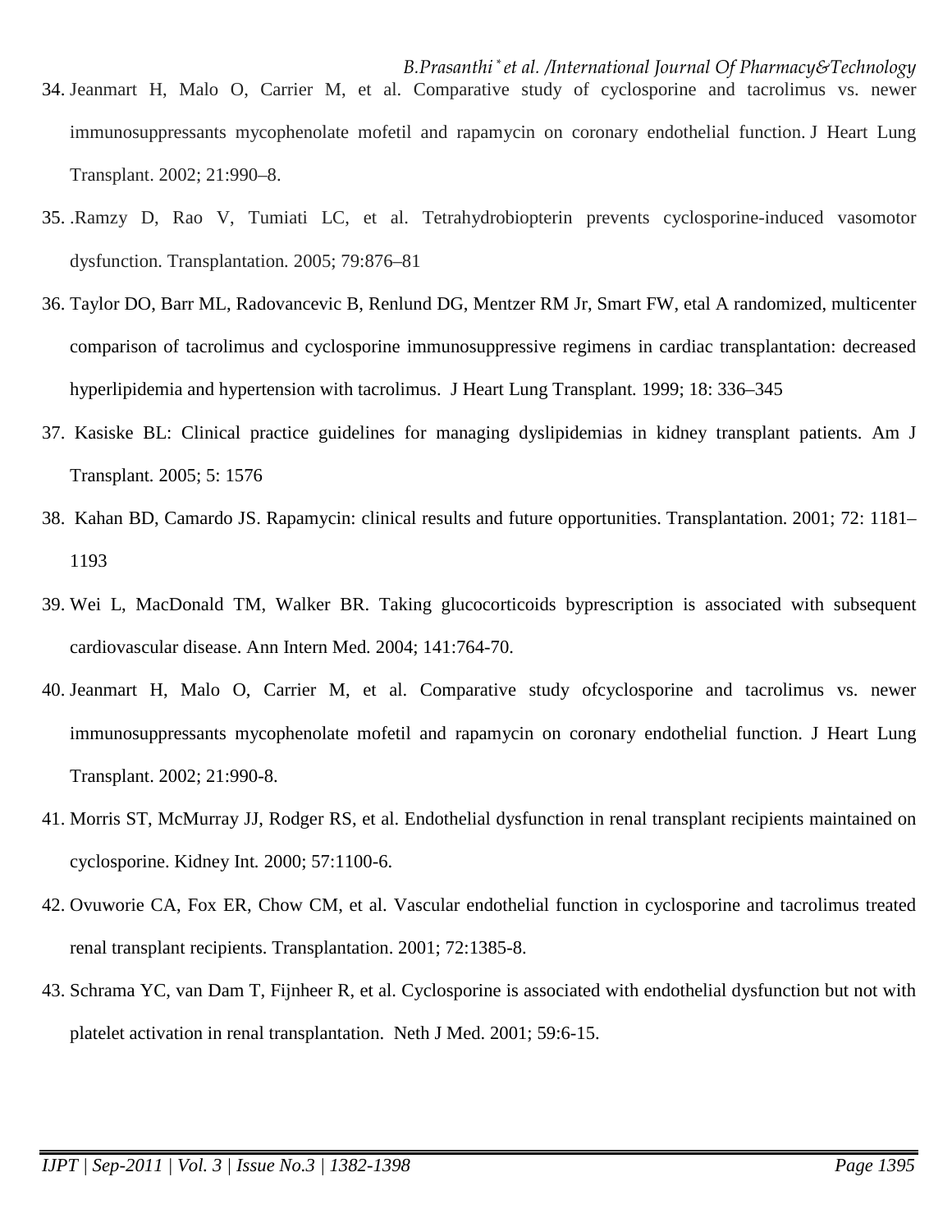34. Jeanmart H, Malo O, Carrier M, et al. Comparative study of cyclosporine and tacrolimus vs. newer immunosuppressants mycophenolate mofetil and rapamycin on coronary endothelial function. J Heart Lung Transplant. 2002; 21:990–8.
35. .Ramzy D, Rao V, Tumiati LC, et al. Tetrahydrobiopterin prevents cyclosporine-induced vasomotor dysfunction. Transplantation. 2005; 79:876–81
36. Taylor DO, Barr ML, Radovancevic B, Renlund DG, Mentzer RM Jr, Smart FW, etal A randomized, multicenter comparison of tacrolimus and cyclosporine immunosuppressive regimens in cardiac transplantation: decreased hyperlipidemia and hypertension with tacrolimus. J Heart Lung Transplant. 1999; 18: 336–345
37. Kasiske BL: Clinical practice guidelines for managing dyslipidemias in kidney transplant patients. Am J Transplant. 2005; 5: 1576
38. Kahan BD, Camardo JS. Rapamycin: clinical results and future opportunities. Transplantation. 2001; 72: 1181–1193
39. Wei L, MacDonald TM, Walker BR. Taking glucocorticoids byprescription is associated with subsequent cardiovascular disease. Ann Intern Med. 2004; 141:764-70.
40. Jeanmart H, Malo O, Carrier M, et al. Comparative study ofcyclosporine and tacrolimus vs. newer immunosuppressants mycophenolate mofetil and rapamycin on coronary endothelial function. J Heart Lung Transplant. 2002; 21:990-8.
41. Morris ST, McMurray JJ, Rodger RS, et al. Endothelial dysfunction in renal transplant recipients maintained on cyclosporine. Kidney Int. 2000; 57:1100-6.
42. Ovuworie CA, Fox ER, Chow CM, et al. Vascular endothelial function in cyclosporine and tacrolimus treated renal transplant recipients. Transplantation. 2001; 72:1385-8.
43. Schrama YC, van Dam T, Fijnheer R, et al. Cyclosporine is associated with endothelial dysfunction but not with platelet activation in renal transplantation. Neth J Med. 2001; 59:6-15.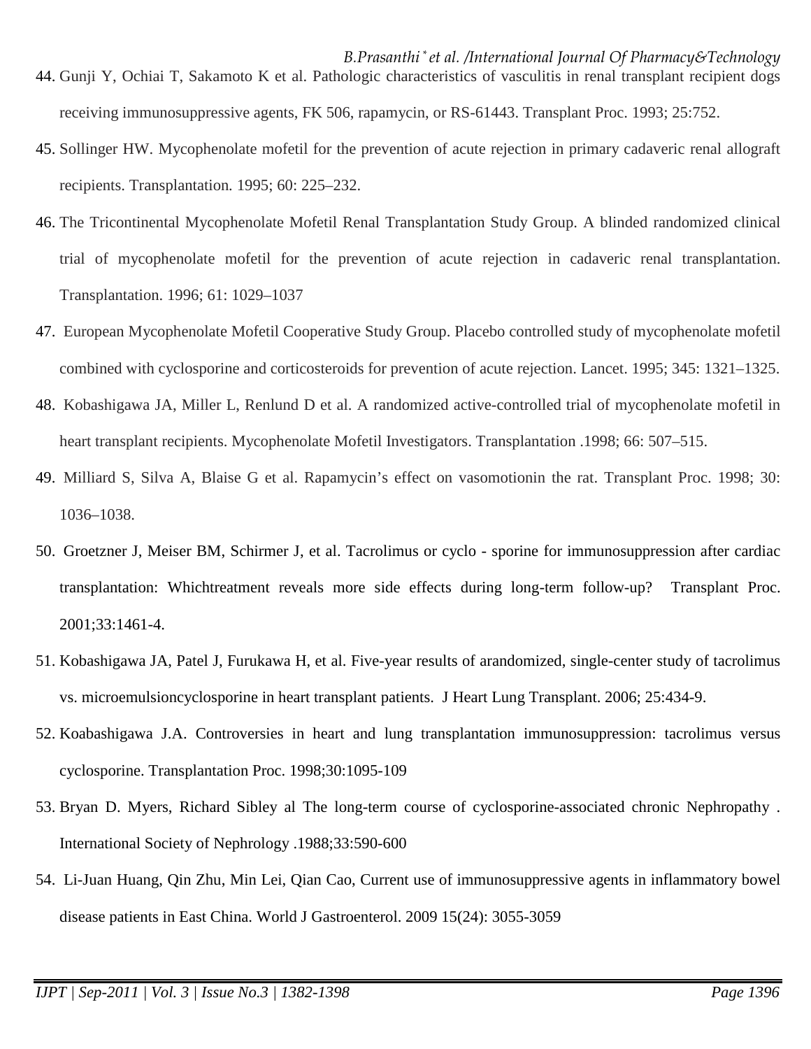44. Gunji Y, Ochiai T, Sakamoto K et al. Pathologic characteristics of vasculitis in renal transplant recipient dogs receiving immunosuppressive agents, FK 506, rapamycin, or RS-61443. Transplant Proc. 1993; 25:752.
45. Sollinger HW. Mycophenolate mofetil for the prevention of acute rejection in primary cadaveric renal allograft recipients. Transplantation. 1995; 60: 225–232.
46. The Tricontinental Mycophenolate Mofetil Renal Transplantation Study Group. A blinded randomized clinical trial of mycophenolate mofetil for the prevention of acute rejection in cadaveric renal transplantation. Transplantation. 1996; 61: 1029–1037
47. European Mycophenolate Mofetil Cooperative Study Group. Placebo controlled study of mycophenolate mofetil combined with cyclosporine and corticosteroids for prevention of acute rejection. Lancet. 1995; 345: 1321–1325.
48. Kobashigawa JA, Miller L, Renlund D et al. A randomized active-controlled trial of mycophenolate mofetil in heart transplant recipients. Mycophenolate Mofetil Investigators. Transplantation .1998; 66: 507–515.
49. Milliard S, Silva A, Blaise G et al. Rapamycin's effect on vasomotionin the rat. Transplant Proc. 1998; 30: 1036–1038.
50. Groetzner J, Meiser BM, Schirmer J, et al. Tacrolimus or cyclo - sporine for immunosuppression after cardiac transplantation: Whichtreatment reveals more side effects during long-term follow-up? Transplant Proc. 2001;33:1461-4.
51. Kobashigawa JA, Patel J, Furukawa H, et al. Five-year results of arandomized, single-center study of tacrolimus vs. microemulsioncyclosporine in heart transplant patients. J Heart Lung Transplant. 2006; 25:434-9.
52. Koabashigawa J.A. Controversies in heart and lung transplantation immunosuppression: tacrolimus versus cyclosporine. Transplantation Proc. 1998;30:1095-109
53. Bryan D. Myers, Richard Sibley al The long-term course of cyclosporine-associated chronic Nephropathy . International Society of Nephrology .1988;33:590-600
54. Li-Juan Huang, Qin Zhu, Min Lei, Qian Cao, Current use of immunosuppressive agents in inflammatory bowel disease patients in East China. World J Gastroenterol. 2009 15(24): 3055-3059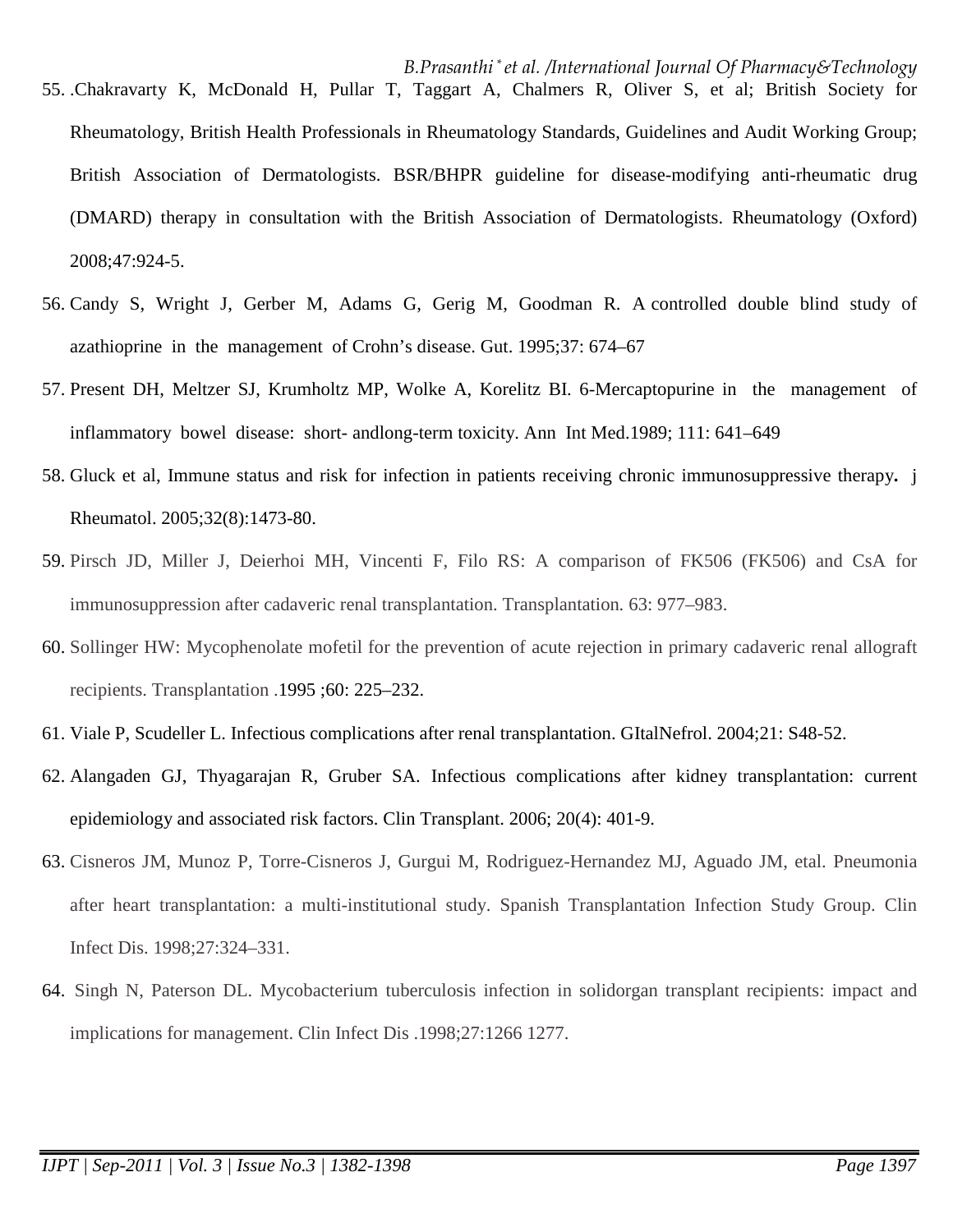55. .Chakravarty K, McDonald H, Pullar T, Taggart A, Chalmers R, Oliver S, et al; British Society for Rheumatology, British Health Professionals in Rheumatology Standards, Guidelines and Audit Working Group; British Association of Dermatologists. BSR/BHPR guideline for disease-modifying anti-rheumatic drug (DMARD) therapy in consultation with the British Association of Dermatologists. Rheumatology (Oxford) 2008;47:924-5.
56. Candy S, Wright J, Gerber M, Adams G, Gerig M, Goodman R. A controlled double blind study of azathioprine in the management of Crohn's disease. Gut. 1995;37: 674–67
57. Present DH, Meltzer SJ, Krumholtz MP, Wolke A, Korelitz BI. 6-Mercaptopurine in the management of inflammatory bowel disease: short- andlong-term toxicity. Ann Int Med.1989; 111: 641–649
58. Gluck et al, Immune status and risk for infection in patients receiving chronic immunosuppressive therapy**.** j Rheumatol. 2005;32(8):1473-80.
59. Pirsch JD, Miller J, Deierhoi MH, Vincenti F, Filo RS: A comparison of FK506 (FK506) and CsA for immunosuppression after cadaveric renal transplantation. Transplantation. 63: 977–983.
60. Sollinger HW: Mycophenolate mofetil for the prevention of acute rejection in primary cadaveric renal allograft recipients. Transplantation .1995 ;60: 225–232.
61. Viale P, Scudeller L. Infectious complications after renal transplantation. GItalNefrol. 2004;21: S48-52.
62. Alangaden GJ, Thyagarajan R, Gruber SA. Infectious complications after kidney transplantation: current epidemiology and associated risk factors. Clin Transplant. 2006; 20(4): 401-9.
63. Cisneros JM, Munoz P, Torre-Cisneros J, Gurgui M, Rodriguez-Hernandez MJ, Aguado JM, etal. Pneumonia after heart transplantation: a multi-institutional study. Spanish Transplantation Infection Study Group. Clin Infect Dis. 1998;27:324–331.
64. Singh N, Paterson DL. Mycobacterium tuberculosis infection in solidorgan transplant recipients: impact and implications for management. Clin Infect Dis .1998;27:1266 1277.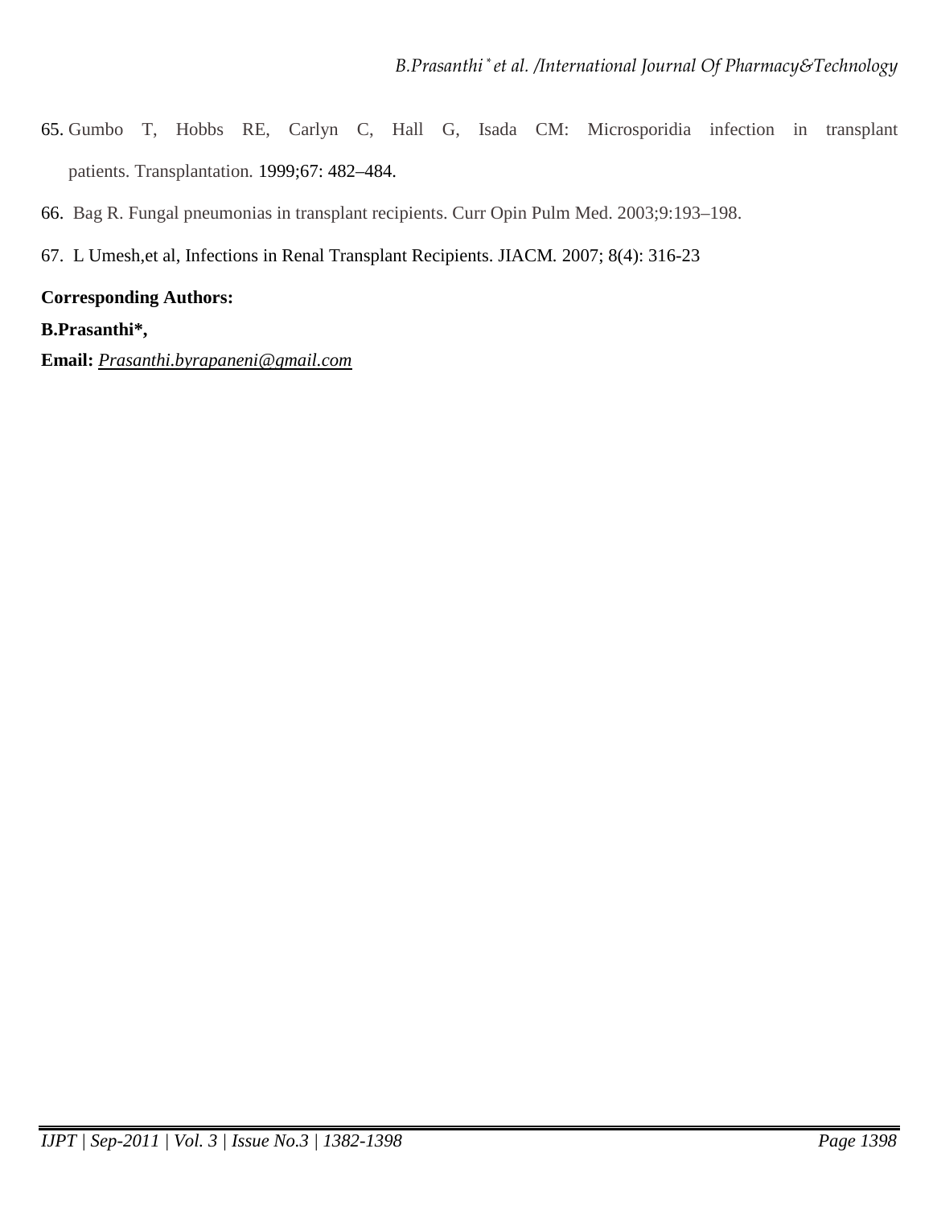65. Gumbo T, Hobbs RE, Carlyn C, Hall G, Isada CM: Microsporidia infection in transplant patients. Transplantation. 1999;67: 482–484.

66. Bag R. Fungal pneumonias in transplant recipients. Curr Opin Pulm Med. 2003;9:193–198.

67. L Umesh,et al, Infections in Renal Transplant Recipients. JIACM. 2007; 8(4): 316-23

**Corresponding Authors:**

**B.Prasanthi*,**

**Email:** *Prasanthi.byrapaneni@gmail.com*